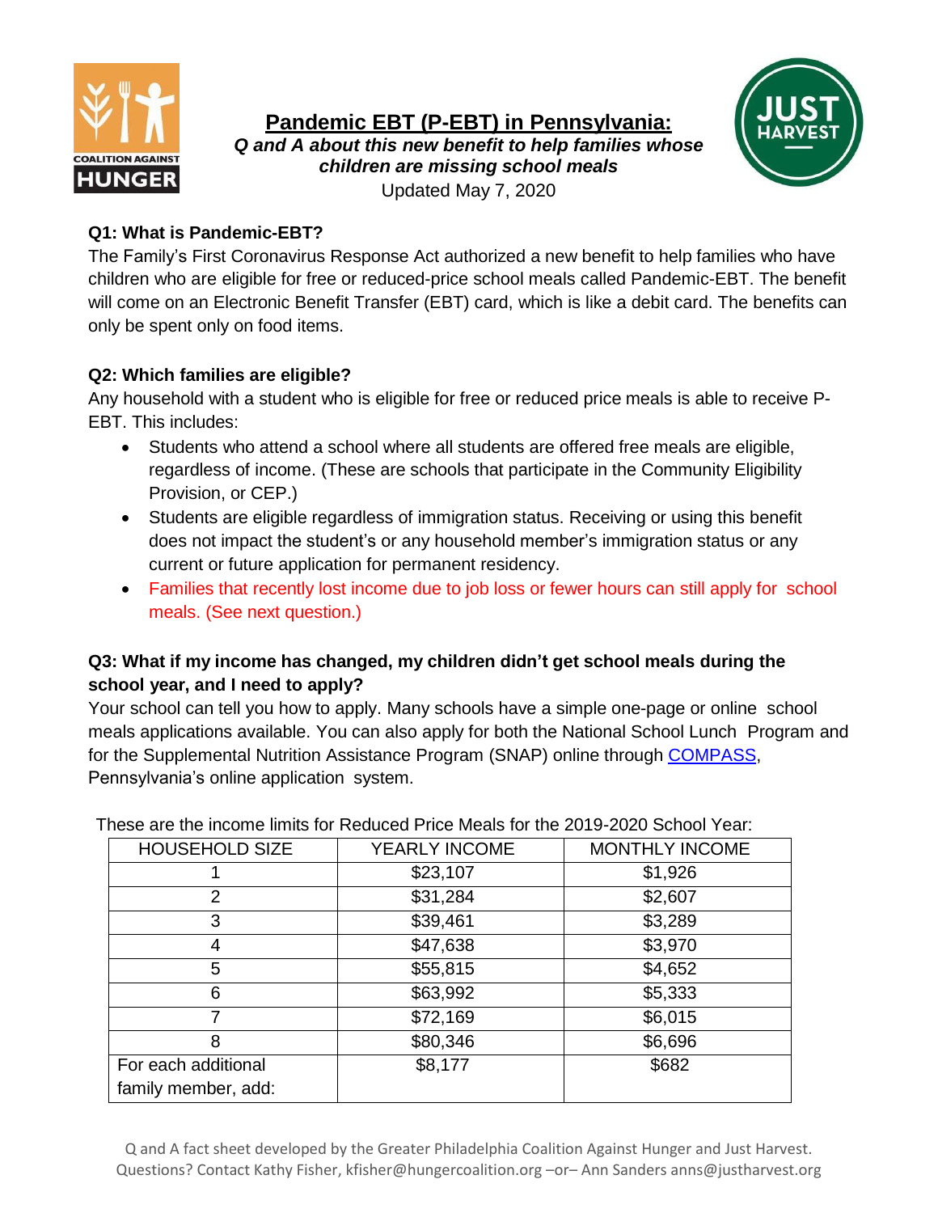# Pandemic EBT (P-EBT) in Pennsylvania:

***Q and A about this new benefit to help families whose children are missing school meals***

Updated May 7, 2020

### Q1: What is Pandemic-EBT?

The Family's First Coronavirus Response Act authorized a new benefit to help families who have children who are eligible for free or reduced-price school meals called Pandemic-EBT. The benefit will come on an Electronic Benefit Transfer (EBT) card, which is like a debit card. The benefits can only be spent only on food items.

### Q2: Which families are eligible?

Any household with a student who is eligible for free or reduced price meals is able to receive P-EBT. This includes:

- Students who attend a school where all students are offered free meals are eligible, regardless of income. (These are schools that participate in the Community Eligibility Provision, or CEP.)
- Students are eligible regardless of immigration status. Receiving or using this benefit does not impact the student's or any household member's immigration status or any current or future application for permanent residency.
- Families that recently lost income due to job loss or fewer hours can still apply for school meals. (See next question.)

### Q3: What if my income has changed, my children didn't get school meals during the school year, and I need to apply?

Your school can tell you how to apply. Many schools have a simple one-page or online school meals applications available. You can also apply for both the National School Lunch Program and for the Supplemental Nutrition Assistance Program (SNAP) online through COMPASS, Pennsylvania's online application system.

These are the income limits for Reduced Price Meals for the 2019-2020 School Year:

| HOUSEHOLD SIZE | YEARLY INCOME | MONTHLY INCOME |
|---|---|---|
| 1 | $23,107 | $1,926 |
| 2 | $31,284 | $2,607 |
| 3 | $39,461 | $3,289 |
| 4 | $47,638 | $3,970 |
| 5 | $55,815 | $4,652 |
| 6 | $63,992 | $5,333 |
| 7 | $72,169 | $6,015 |
| 8 | $80,346 | $6,696 |
| For each additional family member, add: | $8,177 | $682 |

Q and A fact sheet developed by the Greater Philadelphia Coalition Against Hunger and Just Harvest. Questions? Contact Kathy Fisher, kfisher@hungercoalition.org –or– Ann Sanders anns@justharvest.org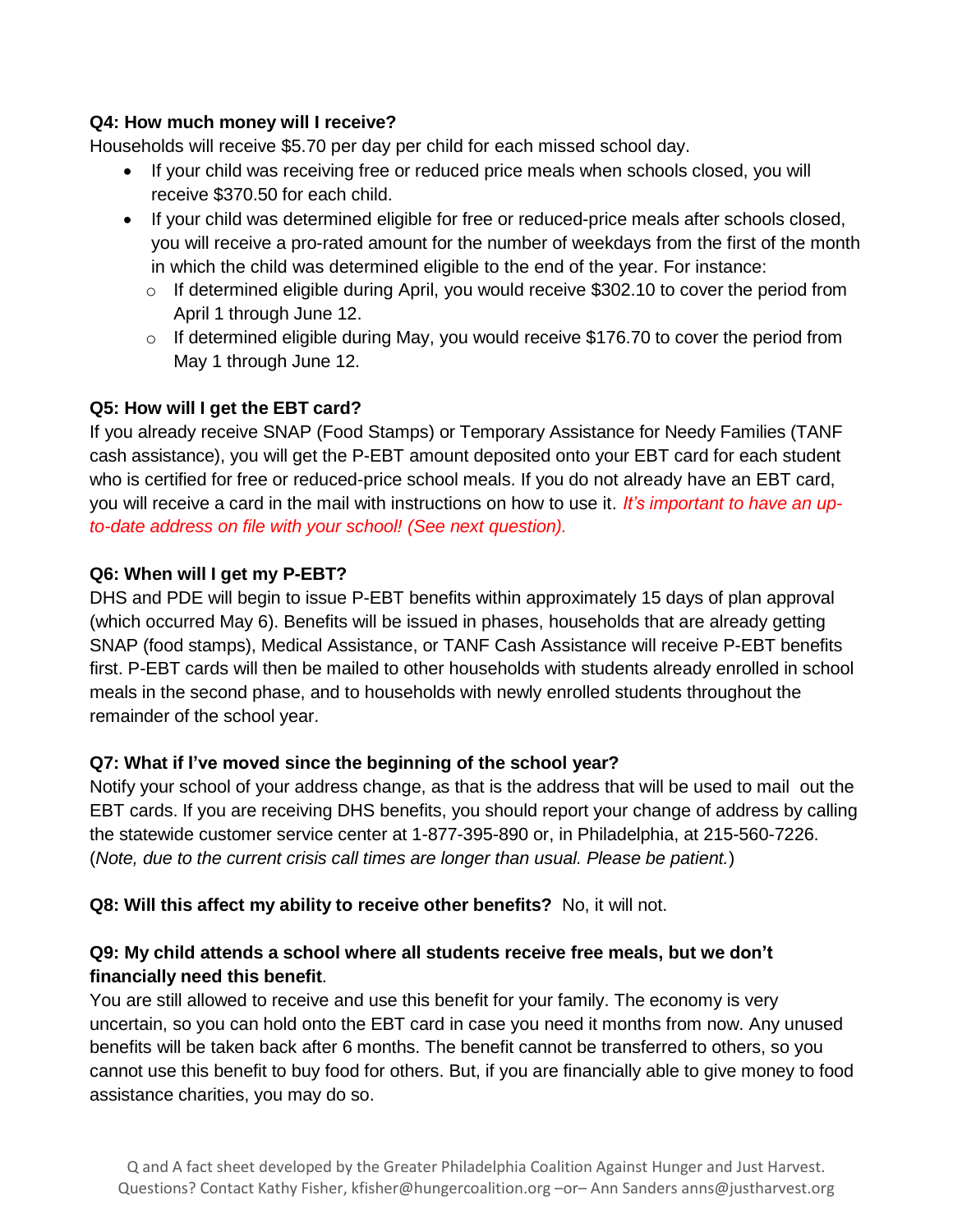**Q4: How much money will I receive?**

Households will receive $5.70 per day per child for each missed school day.

- If your child was receiving free or reduced price meals when schools closed, you will receive $370.50 for each child.
- If your child was determined eligible for free or reduced-price meals after schools closed, you will receive a pro-rated amount for the number of weekdays from the first of the month in which the child was determined eligible to the end of the year. For instance:
  - If determined eligible during April, you would receive $302.10 to cover the period from April 1 through June 12.
  - If determined eligible during May, you would receive $176.70 to cover the period from May 1 through June 12.

**Q5: How will I get the EBT card?**

If you already receive SNAP (Food Stamps) or Temporary Assistance for Needy Families (TANF cash assistance), you will get the P-EBT amount deposited onto your EBT card for each student who is certified for free or reduced-price school meals. If you do not already have an EBT card, you will receive a card in the mail with instructions on how to use it. *It's important to have an up-to-date address on file with your school! (See next question).*

**Q6: When will I get my P-EBT?**

DHS and PDE will begin to issue P-EBT benefits within approximately 15 days of plan approval (which occurred May 6). Benefits will be issued in phases, households that are already getting SNAP (food stamps), Medical Assistance, or TANF Cash Assistance will receive P-EBT benefits first. P-EBT cards will then be mailed to other households with students already enrolled in school meals in the second phase, and to households with newly enrolled students throughout the remainder of the school year.

**Q7: What if I've moved since the beginning of the school year?**

Notify your school of your address change, as that is the address that will be used to mail out the EBT cards. If you are receiving DHS benefits, you should report your change of address by calling the statewide customer service center at 1-877-395-890 or, in Philadelphia, at 215-560-7226. (*Note, due to the current crisis call times are longer than usual. Please be patient.*)

**Q8: Will this affect my ability to receive other benefits?** No, it will not.

**Q9: My child attends a school where all students receive free meals, but we don't financially need this benefit**.

You are still allowed to receive and use this benefit for your family. The economy is very uncertain, so you can hold onto the EBT card in case you need it months from now. Any unused benefits will be taken back after 6 months. The benefit cannot be transferred to others, so you cannot use this benefit to buy food for others. But, if you are financially able to give money to food assistance charities, you may do so.

Q and A fact sheet developed by the Greater Philadelphia Coalition Against Hunger and Just Harvest. Questions? Contact Kathy Fisher, kfisher@hungercoalition.org –or– Ann Sanders anns@justharvest.org